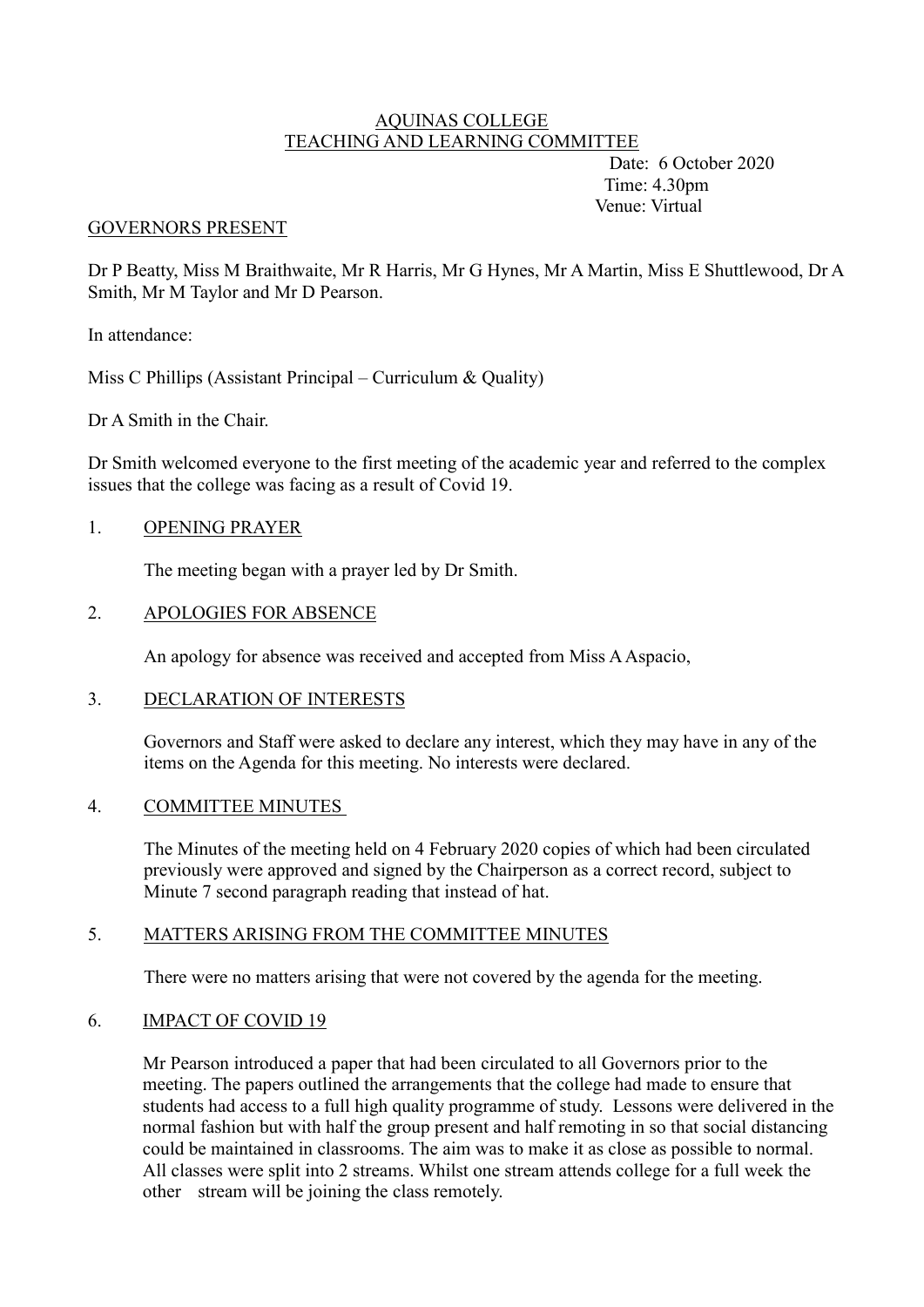# AQUINAS COLLEGE
## TEACHING AND LEARNING COMMITTEE

Date: 6 October 2020
Time: 4.30pm
Venue: Virtual

### GOVERNORS PRESENT

Dr P Beatty, Miss M Braithwaite, Mr R Harris, Mr G Hynes, Mr A Martin, Miss E Shuttlewood, Dr A Smith, Mr M Taylor and Mr D Pearson.

In attendance:

Miss C Phillips (Assistant Principal – Curriculum & Quality)

Dr A Smith in the Chair.

Dr Smith welcomed everyone to the first meeting of the academic year and referred to the complex issues that the college was facing as a result of Covid 19.

### 1. OPENING PRAYER

The meeting began with a prayer led by Dr Smith.

### 2. APOLOGIES FOR ABSENCE

An apology for absence was received and accepted from Miss A Aspacio,

### 3. DECLARATION OF INTERESTS

Governors and Staff were asked to declare any interest, which they may have in any of the items on the Agenda for this meeting. No interests were declared.

### 4. COMMITTEE MINUTES

The Minutes of the meeting held on 4 February 2020 copies of which had been circulated previously were approved and signed by the Chairperson as a correct record, subject to Minute 7 second paragraph reading that instead of hat.

### 5. MATTERS ARISING FROM THE COMMITTEE MINUTES

There were no matters arising that were not covered by the agenda for the meeting.

### 6. IMPACT OF COVID 19

Mr Pearson introduced a paper that had been circulated to all Governors prior to the meeting. The papers outlined the arrangements that the college had made to ensure that students had access to a full high quality programme of study. Lessons were delivered in the normal fashion but with half the group present and half remoting in so that social distancing could be maintained in classrooms. The aim was to make it as close as possible to normal. All classes were split into 2 streams. Whilst one stream attends college for a full week the other stream will be joining the class remotely.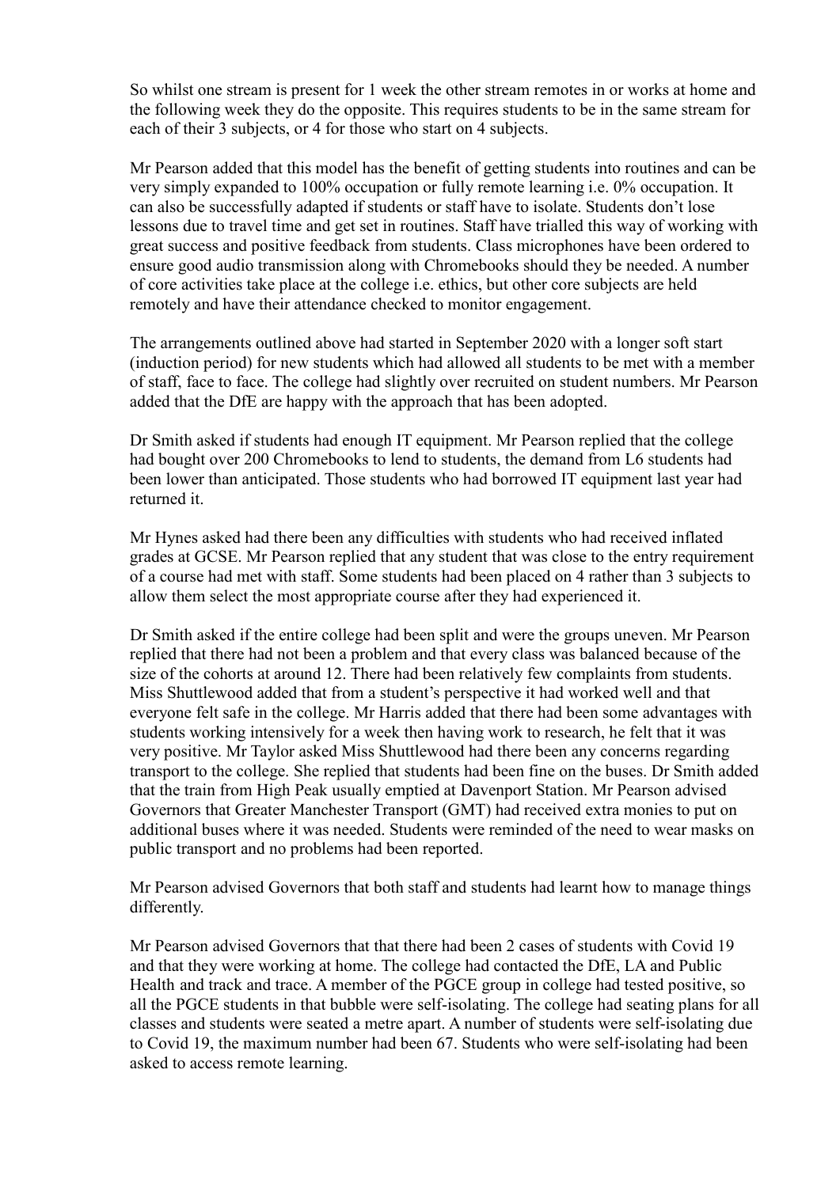So whilst one stream is present for 1 week the other stream remotes in or works at home and the following week they do the opposite. This requires students to be in the same stream for each of their 3 subjects, or 4 for those who start on 4 subjects.

Mr Pearson added that this model has the benefit of getting students into routines and can be very simply expanded to 100% occupation or fully remote learning i.e. 0% occupation. It can also be successfully adapted if students or staff have to isolate. Students don't lose lessons due to travel time and get set in routines. Staff have trialled this way of working with great success and positive feedback from students. Class microphones have been ordered to ensure good audio transmission along with Chromebooks should they be needed. A number of core activities take place at the college i.e. ethics, but other core subjects are held remotely and have their attendance checked to monitor engagement.

The arrangements outlined above had started in September 2020 with a longer soft start (induction period) for new students which had allowed all students to be met with a member of staff, face to face. The college had slightly over recruited on student numbers. Mr Pearson added that the DfE are happy with the approach that has been adopted.

Dr Smith asked if students had enough IT equipment. Mr Pearson replied that the college had bought over 200 Chromebooks to lend to students, the demand from L6 students had been lower than anticipated. Those students who had borrowed IT equipment last year had returned it.

Mr Hynes asked had there been any difficulties with students who had received inflated grades at GCSE. Mr Pearson replied that any student that was close to the entry requirement of a course had met with staff. Some students had been placed on 4 rather than 3 subjects to allow them select the most appropriate course after they had experienced it.

Dr Smith asked if the entire college had been split and were the groups uneven. Mr Pearson replied that there had not been a problem and that every class was balanced because of the size of the cohorts at around 12. There had been relatively few complaints from students. Miss Shuttlewood added that from a student's perspective it had worked well and that everyone felt safe in the college. Mr Harris added that there had been some advantages with students working intensively for a week then having work to research, he felt that it was very positive. Mr Taylor asked Miss Shuttlewood had there been any concerns regarding transport to the college. She replied that students had been fine on the buses. Dr Smith added that the train from High Peak usually emptied at Davenport Station. Mr Pearson advised Governors that Greater Manchester Transport (GMT) had received extra monies to put on additional buses where it was needed. Students were reminded of the need to wear masks on public transport and no problems had been reported.

Mr Pearson advised Governors that both staff and students had learnt how to manage things differently.

Mr Pearson advised Governors that that there had been 2 cases of students with Covid 19 and that they were working at home. The college had contacted the DfE, LA and Public Health and track and trace. A member of the PGCE group in college had tested positive, so all the PGCE students in that bubble were self-isolating. The college had seating plans for all classes and students were seated a metre apart. A number of students were self-isolating due to Covid 19, the maximum number had been 67. Students who were self-isolating had been asked to access remote learning.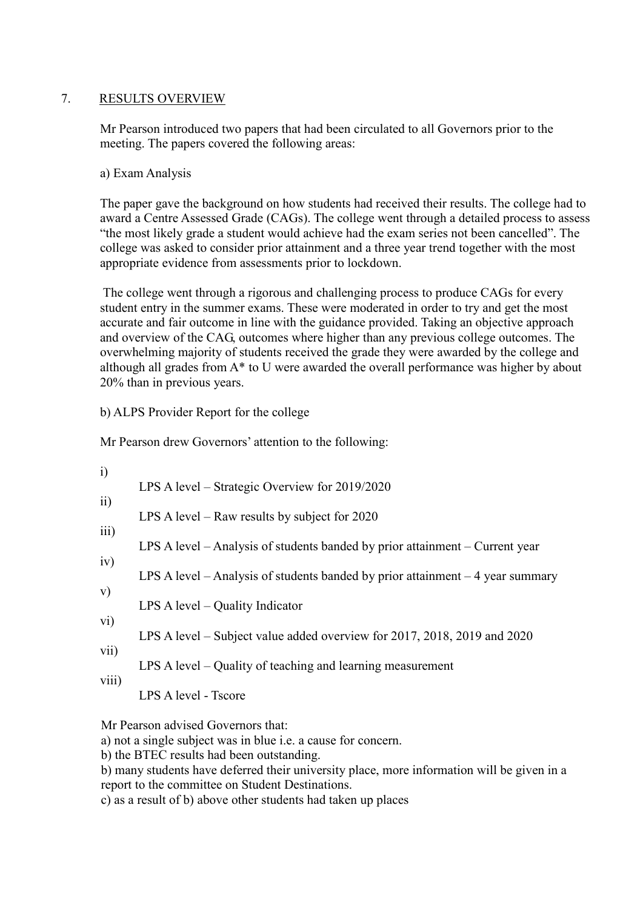## 7. RESULTS OVERVIEW

Mr Pearson introduced two papers that had been circulated to all Governors prior to the meeting. The papers covered the following areas:

a) Exam Analysis

The paper gave the background on how students had received their results. The college had to award a Centre Assessed Grade (CAGs). The college went through a detailed process to assess "the most likely grade a student would achieve had the exam series not been cancelled". The college was asked to consider prior attainment and a three year trend together with the most appropriate evidence from assessments prior to lockdown.

The college went through a rigorous and challenging process to produce CAGs for every student entry in the summer exams. These were moderated in order to try and get the most accurate and fair outcome in line with the guidance provided. Taking an objective approach and overview of the CAG, outcomes where higher than any previous college outcomes. The overwhelming majority of students received the grade they were awarded by the college and although all grades from A* to U were awarded the overall performance was higher by about 20% than in previous years.

b) ALPS Provider Report for the college

Mr Pearson drew Governors' attention to the following:

i) LPS A level – Strategic Overview for 2019/2020
ii) LPS A level – Raw results by subject for 2020
iii) LPS A level – Analysis of students banded by prior attainment – Current year
iv) LPS A level – Analysis of students banded by prior attainment – 4 year summary
v) LPS A level – Quality Indicator
vi) LPS A level – Subject value added overview for 2017, 2018, 2019 and 2020
vii) LPS A level – Quality of teaching and learning measurement
viii) LPS A level - Tscore

Mr Pearson advised Governors that:

a) not a single subject was in blue i.e. a cause for concern.
b) the BTEC results had been outstanding.
b) many students have deferred their university place, more information will be given in a report to the committee on Student Destinations.
c) as a result of b) above other students had taken up places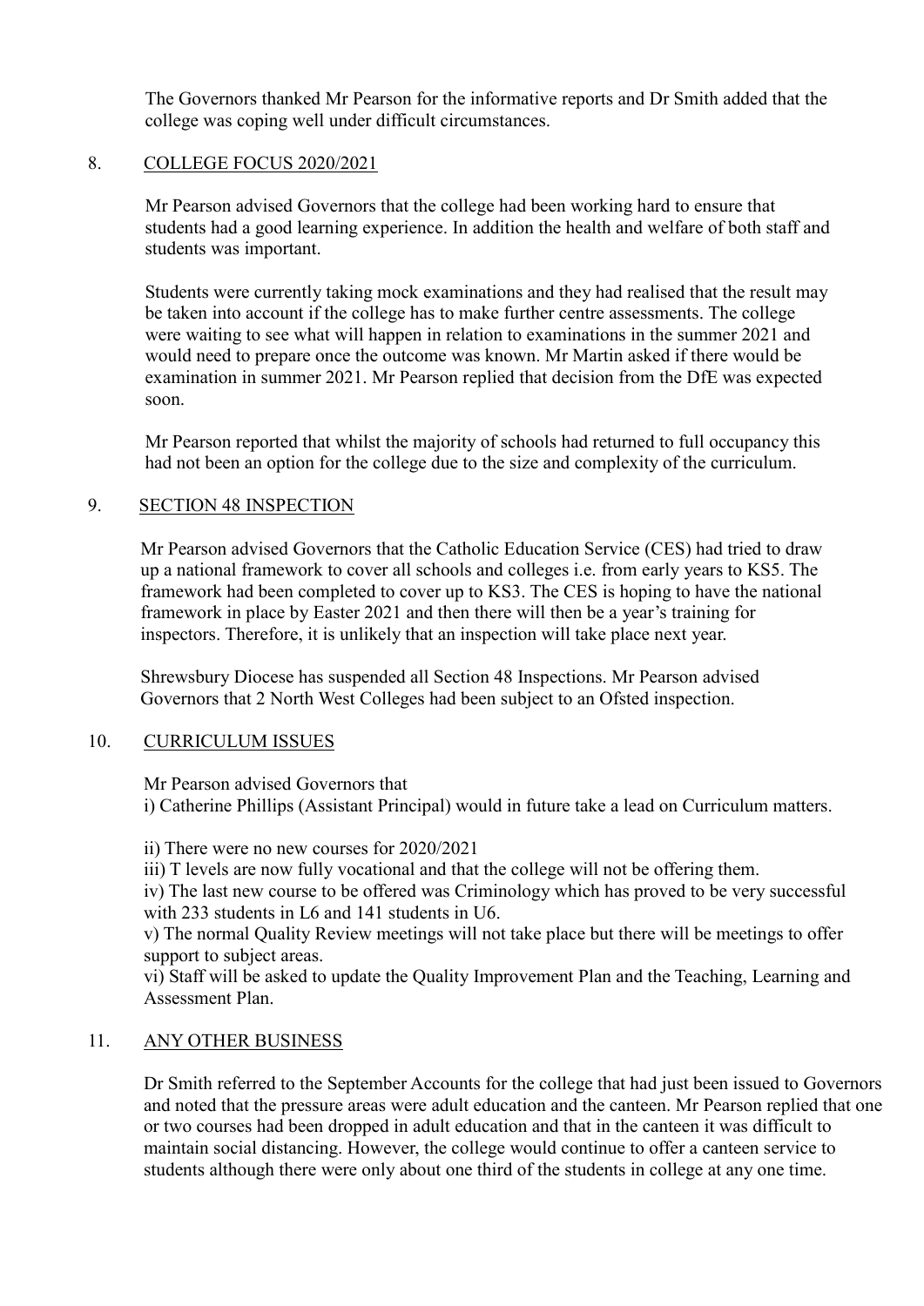The Governors thanked Mr Pearson for the informative reports and Dr Smith added that the college was coping well under difficult circumstances.

## 8. COLLEGE FOCUS 2020/2021

Mr Pearson advised Governors that the college had been working hard to ensure that students had a good learning experience. In addition the health and welfare of both staff and students was important.

Students were currently taking mock examinations and they had realised that the result may be taken into account if the college has to make further centre assessments. The college were waiting to see what will happen in relation to examinations in the summer 2021 and would need to prepare once the outcome was known. Mr Martin asked if there would be examination in summer 2021. Mr Pearson replied that decision from the DfE was expected soon.

Mr Pearson reported that whilst the majority of schools had returned to full occupancy this had not been an option for the college due to the size and complexity of the curriculum.

## 9. SECTION 48 INSPECTION

Mr Pearson advised Governors that the Catholic Education Service (CES) had tried to draw up a national framework to cover all schools and colleges i.e. from early years to KS5. The framework had been completed to cover up to KS3. The CES is hoping to have the national framework in place by Easter 2021 and then there will then be a year's training for inspectors. Therefore, it is unlikely that an inspection will take place next year.

Shrewsbury Diocese has suspended all Section 48 Inspections. Mr Pearson advised Governors that 2 North West Colleges had been subject to an Ofsted inspection.

## 10. CURRICULUM ISSUES

Mr Pearson advised Governors that

i) Catherine Phillips (Assistant Principal) would in future take a lead on Curriculum matters.

ii) There were no new courses for 2020/2021

iii) T levels are now fully vocational and that the college will not be offering them.

iv) The last new course to be offered was Criminology which has proved to be very successful with 233 students in L6 and 141 students in U6.

v) The normal Quality Review meetings will not take place but there will be meetings to offer support to subject areas.

vi) Staff will be asked to update the Quality Improvement Plan and the Teaching, Learning and Assessment Plan.

## 11. ANY OTHER BUSINESS

Dr Smith referred to the September Accounts for the college that had just been issued to Governors and noted that the pressure areas were adult education and the canteen. Mr Pearson replied that one or two courses had been dropped in adult education and that in the canteen it was difficult to maintain social distancing. However, the college would continue to offer a canteen service to students although there were only about one third of the students in college at any one time.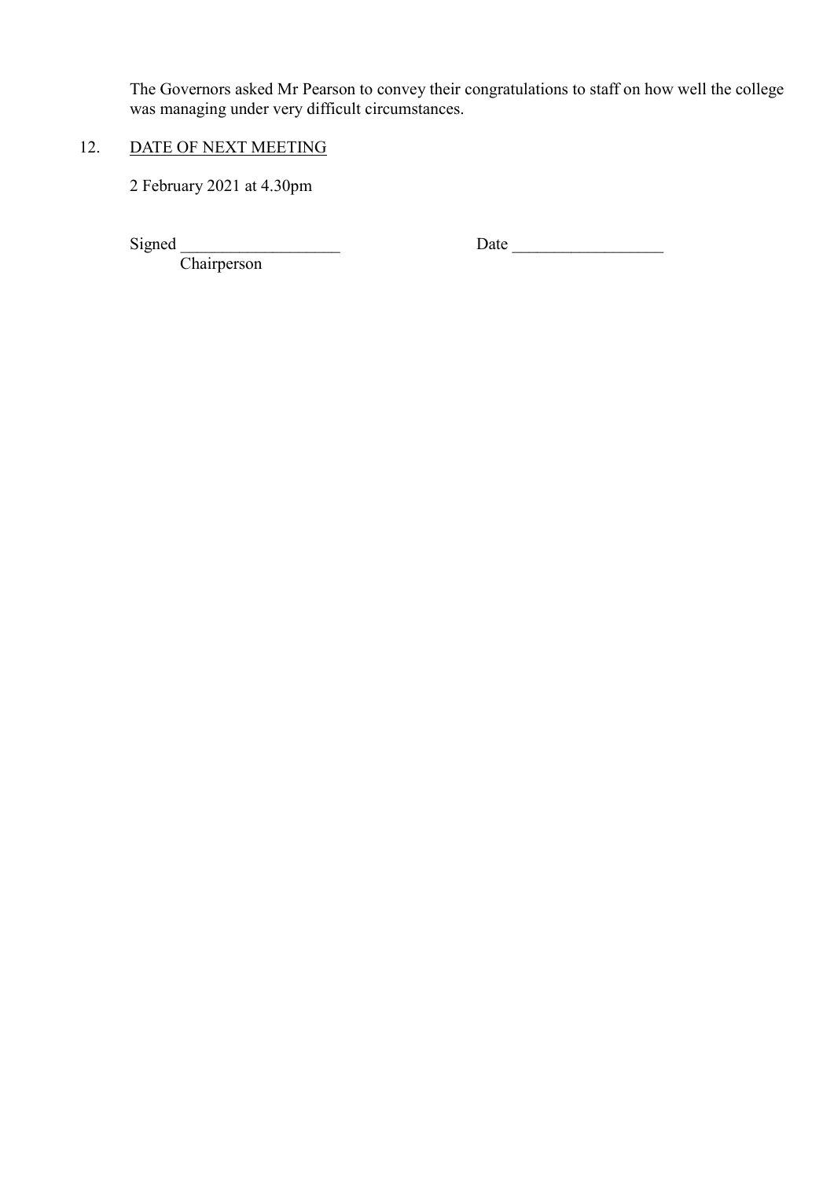The Governors asked Mr Pearson to convey their congratulations to staff on how well the college was managing under very difficult circumstances.

12. DATE OF NEXT MEETING

2 February 2021 at 4.30pm

Signed ___________________ Date __________________

Chairperson